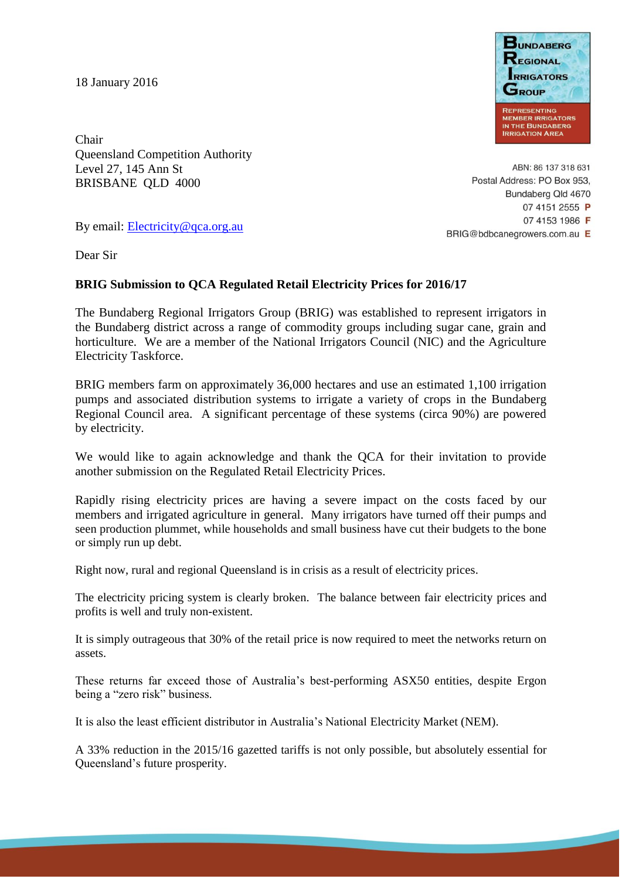18 January 2016

**Bundaberg Regional Irrigators Group**

Representing member irrigators in the Bundaberg Irrigation Area

ABN: 86 137 318 631
Postal Address: PO Box 953,
Bundaberg Qld 4670
07 4151 2555 P
07 4153 1986 F
BRIG@bdbcanegrowers.com.au E

Chair
Queensland Competition Authority
Level 27, 145 Ann St
BRISBANE QLD 4000

By email: Electricity@qca.org.au

Dear Sir

**BRIG Submission to QCA Regulated Retail Electricity Prices for 2016/17**

The Bundaberg Regional Irrigators Group (BRIG) was established to represent irrigators in the Bundaberg district across a range of commodity groups including sugar cane, grain and horticulture. We are a member of the National Irrigators Council (NIC) and the Agriculture Electricity Taskforce.

BRIG members farm on approximately 36,000 hectares and use an estimated 1,100 irrigation pumps and associated distribution systems to irrigate a variety of crops in the Bundaberg Regional Council area. A significant percentage of these systems (circa 90%) are powered by electricity.

We would like to again acknowledge and thank the QCA for their invitation to provide another submission on the Regulated Retail Electricity Prices.

Rapidly rising electricity prices are having a severe impact on the costs faced by our members and irrigated agriculture in general. Many irrigators have turned off their pumps and seen production plummet, while households and small business have cut their budgets to the bone or simply run up debt.

Right now, rural and regional Queensland is in crisis as a result of electricity prices.

The electricity pricing system is clearly broken. The balance between fair electricity prices and profits is well and truly non-existent.

It is simply outrageous that 30% of the retail price is now required to meet the networks return on assets.

These returns far exceed those of Australia's best-performing ASX50 entities, despite Ergon being a "zero risk" business.

It is also the least efficient distributor in Australia's National Electricity Market (NEM).

A 33% reduction in the 2015/16 gazetted tariffs is not only possible, but absolutely essential for Queensland's future prosperity.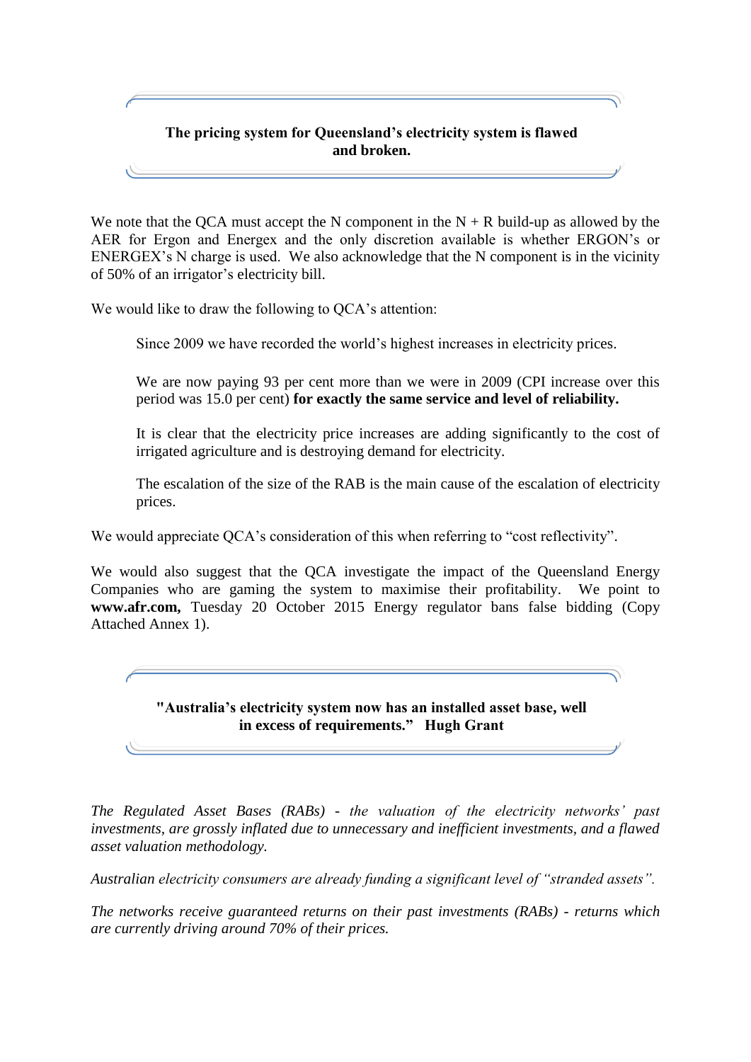**The pricing system for Queensland's electricity system is flawed and broken.**

We note that the QCA must accept the N component in the N + R build-up as allowed by the AER for Ergon and Energex and the only discretion available is whether ERGON's or ENERGEX's N charge is used. We also acknowledge that the N component is in the vicinity of 50% of an irrigator's electricity bill.

We would like to draw the following to QCA's attention:

> Since 2009 we have recorded the world's highest increases in electricity prices.
>
> We are now paying 93 per cent more than we were in 2009 (CPI increase over this period was 15.0 per cent) **for exactly the same service and level of reliability.**
>
> It is clear that the electricity price increases are adding significantly to the cost of irrigated agriculture and is destroying demand for electricity.
>
> The escalation of the size of the RAB is the main cause of the escalation of electricity prices.

We would appreciate QCA's consideration of this when referring to "cost reflectivity".

We would also suggest that the QCA investigate the impact of the Queensland Energy Companies who are gaming the system to maximise their profitability. We point to **www.afr.com,** Tuesday 20 October 2015 Energy regulator bans false bidding (Copy Attached Annex 1).

**"Australia's electricity system now has an installed asset base, well in excess of requirements." Hugh Grant**

*The Regulated Asset Bases (RABs) - the valuation of the electricity networks' past investments, are grossly inflated due to unnecessary and inefficient investments, and a flawed asset valuation methodology.*

*Australian electricity consumers are already funding a significant level of "stranded assets".*

*The networks receive guaranteed returns on their past investments (RABs) - returns which are currently driving around 70% of their prices.*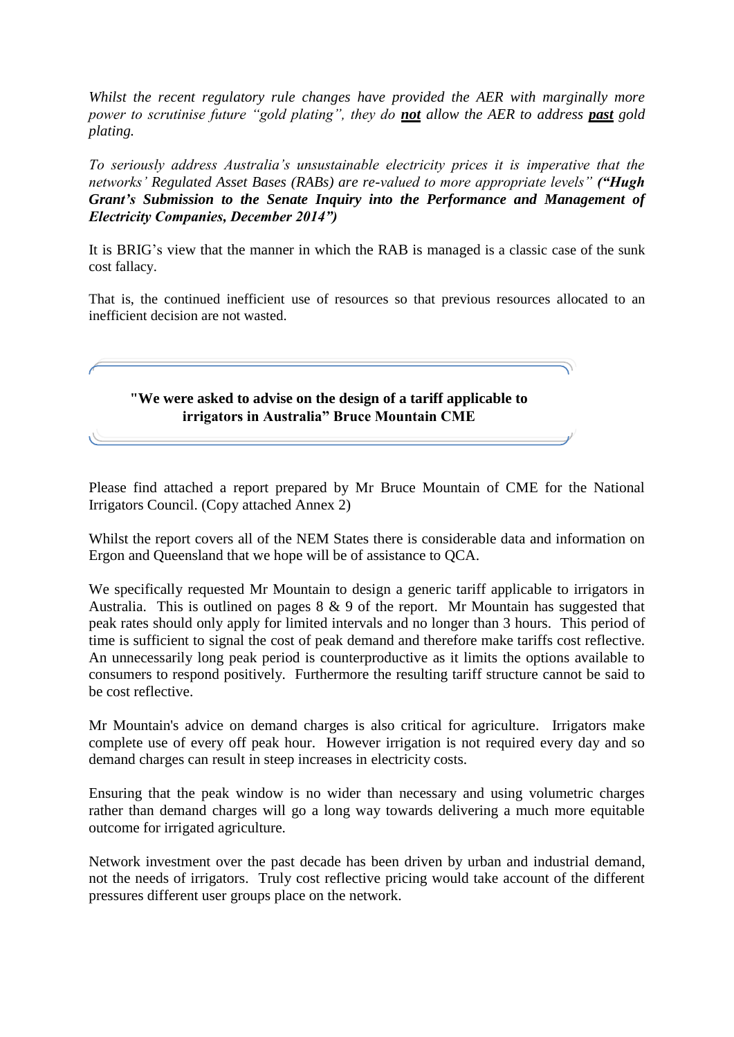*Whilst the recent regulatory rule changes have provided the AER with marginally more power to scrutinise future "gold plating", they do* ***not*** *allow the AER to address* ***past*** *gold plating.*

*To seriously address Australia's unsustainable electricity prices it is imperative that the networks' Regulated Asset Bases (RABs) are re-valued to more appropriate levels"* ***("Hugh Grant's Submission to the Senate Inquiry into the Performance and Management of Electricity Companies, December 2014")***

It is BRIG's view that the manner in which the RAB is managed is a classic case of the sunk cost fallacy.

That is, the continued inefficient use of resources so that previous resources allocated to an inefficient decision are not wasted.

**"We were asked to advise on the design of a tariff applicable to irrigators in Australia" Bruce Mountain CME**

Please find attached a report prepared by Mr Bruce Mountain of CME for the National Irrigators Council. (Copy attached Annex 2)

Whilst the report covers all of the NEM States there is considerable data and information on Ergon and Queensland that we hope will be of assistance to QCA.

We specifically requested Mr Mountain to design a generic tariff applicable to irrigators in Australia. This is outlined on pages 8 & 9 of the report. Mr Mountain has suggested that peak rates should only apply for limited intervals and no longer than 3 hours. This period of time is sufficient to signal the cost of peak demand and therefore make tariffs cost reflective. An unnecessarily long peak period is counterproductive as it limits the options available to consumers to respond positively. Furthermore the resulting tariff structure cannot be said to be cost reflective.

Mr Mountain's advice on demand charges is also critical for agriculture. Irrigators make complete use of every off peak hour. However irrigation is not required every day and so demand charges can result in steep increases in electricity costs.

Ensuring that the peak window is no wider than necessary and using volumetric charges rather than demand charges will go a long way towards delivering a much more equitable outcome for irrigated agriculture.

Network investment over the past decade has been driven by urban and industrial demand, not the needs of irrigators. Truly cost reflective pricing would take account of the different pressures different user groups place on the network.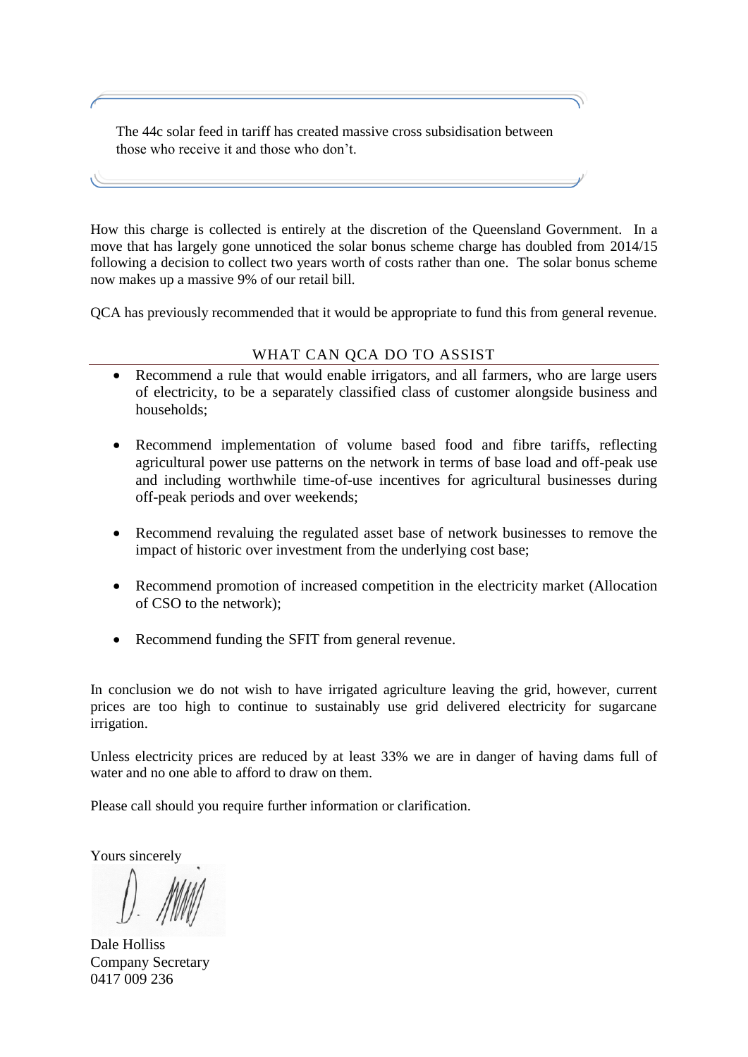> The 44c solar feed in tariff has created massive cross subsidisation between those who receive it and those who don't.

How this charge is collected is entirely at the discretion of the Queensland Government. In a move that has largely gone unnoticed the solar bonus scheme charge has doubled from 2014/15 following a decision to collect two years worth of costs rather than one. The solar bonus scheme now makes up a massive 9% of our retail bill.

QCA has previously recommended that it would be appropriate to fund this from general revenue.

## WHAT CAN QCA DO TO ASSIST

- Recommend a rule that would enable irrigators, and all farmers, who are large users of electricity, to be a separately classified class of customer alongside business and households;
- Recommend implementation of volume based food and fibre tariffs, reflecting agricultural power use patterns on the network in terms of base load and off-peak use and including worthwhile time-of-use incentives for agricultural businesses during off-peak periods and over weekends;
- Recommend revaluing the regulated asset base of network businesses to remove the impact of historic over investment from the underlying cost base;
- Recommend promotion of increased competition in the electricity market (Allocation of CSO to the network);
- Recommend funding the SFIT from general revenue.

In conclusion we do not wish to have irrigated agriculture leaving the grid, however, current prices are too high to continue to sustainably use grid delivered electricity for sugarcane irrigation.

Unless electricity prices are reduced by at least 33% we are in danger of having dams full of water and no one able to afford to draw on them.

Please call should you require further information or clarification.

Yours sincerely

Dale Holliss
Company Secretary
0417 009 236